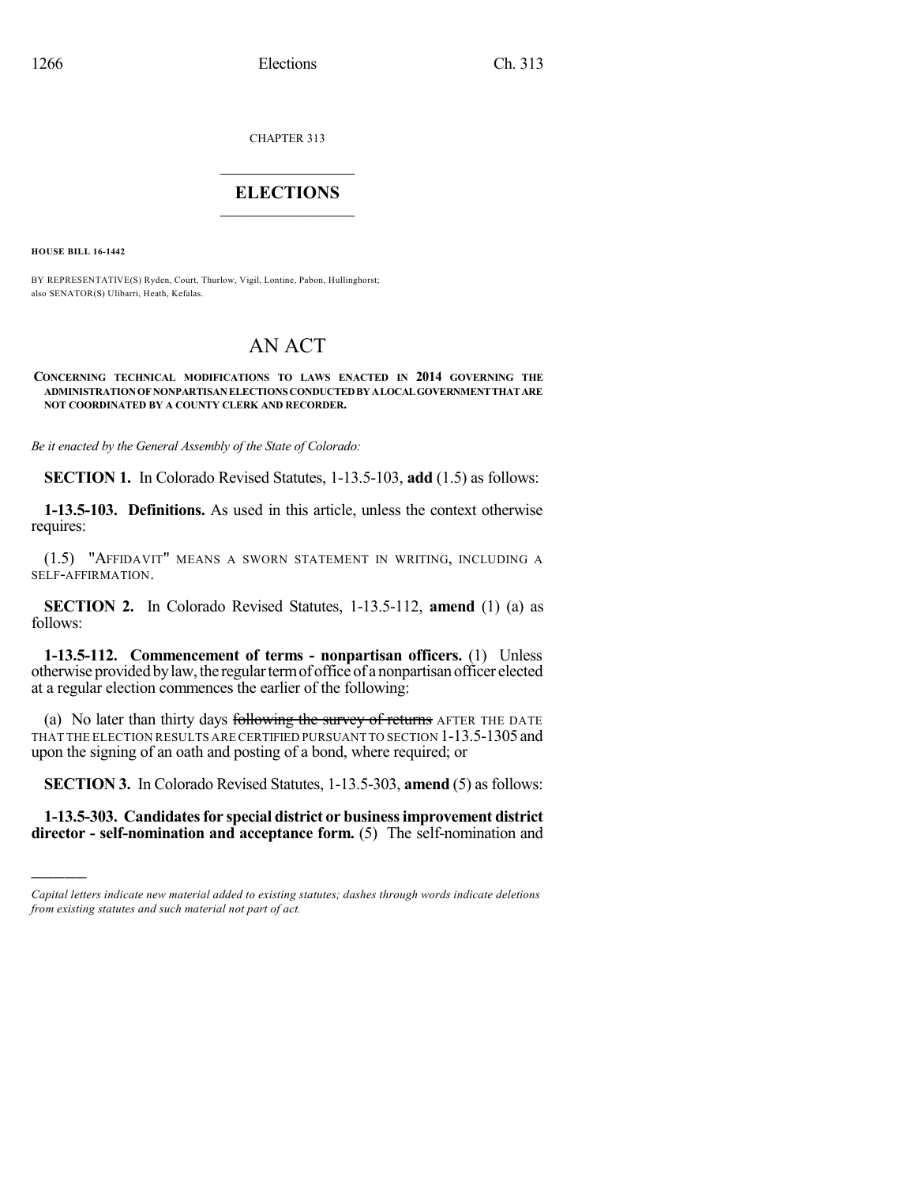CHAPTER 313

## ELECTIONS

**HOUSE BILL 16-1442**

BY REPRESENTATIVE(S) Ryden, Court, Thurlow, Vigil, Lontine, Pabon, Hullinghorst; also SENATOR(S) Ulibarri, Heath, Kefalas.

# AN ACT

**CONCERNING TECHNICAL MODIFICATIONS TO LAWS ENACTED IN 2014 GOVERNING THE ADMINISTRATION OF NONPARTISAN ELECTIONS CONDUCTED BY A LOCAL GOVERNMENT THAT ARE NOT COORDINATED BY A COUNTY CLERK AND RECORDER.**

*Be it enacted by the General Assembly of the State of Colorado:*

**SECTION 1.** In Colorado Revised Statutes, 1-13.5-103, **add** (1.5) as follows:

**1-13.5-103. Definitions.** As used in this article, unless the context otherwise requires:

(1.5) "AFFIDAVIT" MEANS A SWORN STATEMENT IN WRITING, INCLUDING A SELF-AFFIRMATION.

**SECTION 2.** In Colorado Revised Statutes, 1-13.5-112, **amend** (1) (a) as follows:

**1-13.5-112. Commencement of terms - nonpartisan officers.** (1) Unless otherwise provided by law, the regular term of office of a nonpartisan officer elected at a regular election commences the earlier of the following:

(a) No later than thirty days ~~following the survey of returns~~ AFTER THE DATE THAT THE ELECTION RESULTS ARE CERTIFIED PURSUANT TO SECTION 1-13.5-1305 and upon the signing of an oath and posting of a bond, where required; or

**SECTION 3.** In Colorado Revised Statutes, 1-13.5-303, **amend** (5) as follows:

**1-13.5-303. Candidates for special district or business improvement district director - self-nomination and acceptance form.** (5) The self-nomination and

---

*Capital letters indicate new material added to existing statutes; dashes through words indicate deletions from existing statutes and such material not part of act.*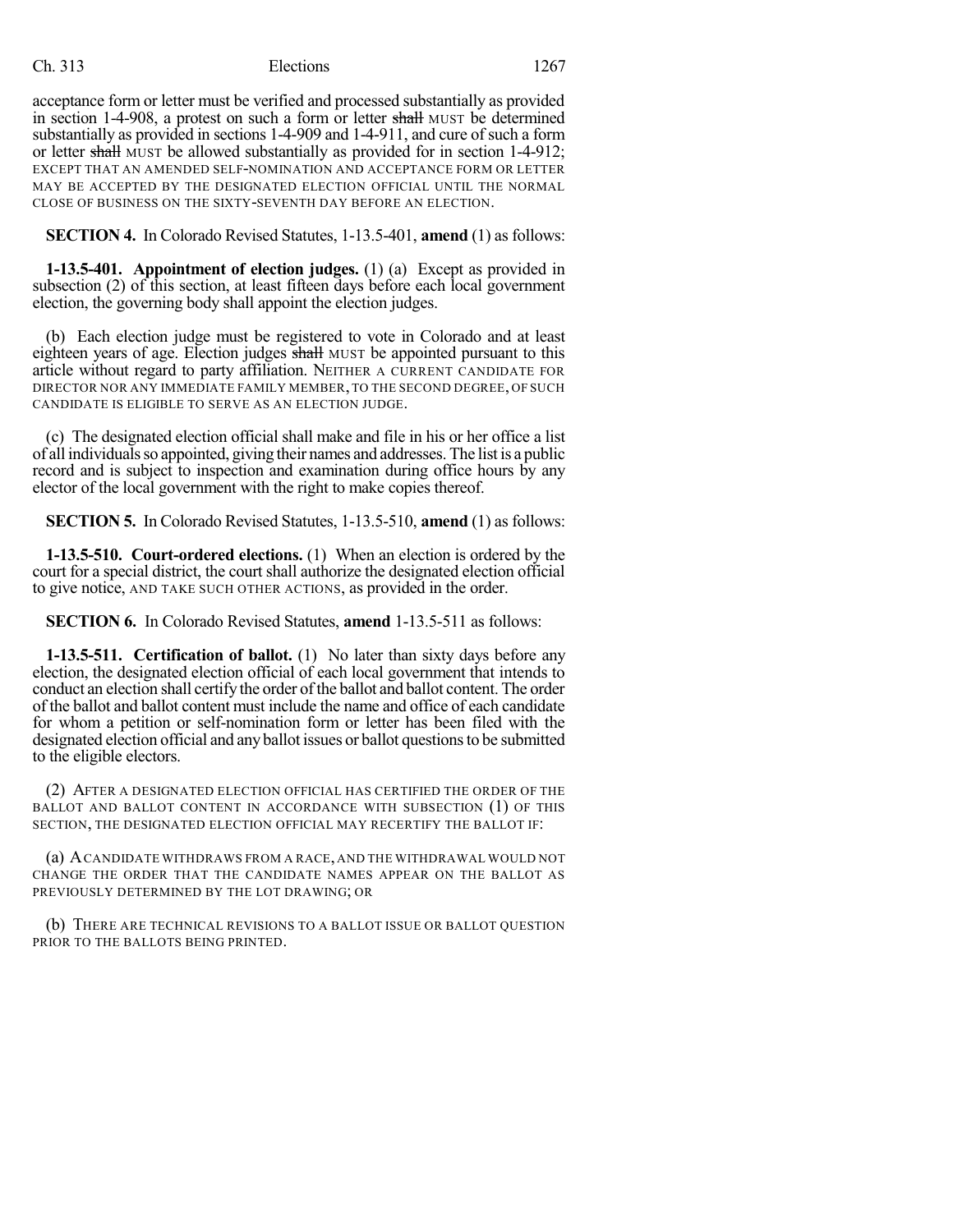acceptance form or letter must be verified and processed substantially as provided in section 1-4-908, a protest on such a form or letter ~~shall~~ MUST be determined substantially as provided in sections 1-4-909 and 1-4-911, and cure of such a form or letter ~~shall~~ MUST be allowed substantially as provided for in section 1-4-912; EXCEPT THAT AN AMENDED SELF-NOMINATION AND ACCEPTANCE FORM OR LETTER MAY BE ACCEPTED BY THE DESIGNATED ELECTION OFFICIAL UNTIL THE NORMAL CLOSE OF BUSINESS ON THE SIXTY-SEVENTH DAY BEFORE AN ELECTION.

**SECTION 4.** In Colorado Revised Statutes, 1-13.5-401, **amend** (1) as follows:

**1-13.5-401. Appointment of election judges.** (1) (a) Except as provided in subsection (2) of this section, at least fifteen days before each local government election, the governing body shall appoint the election judges.

(b) Each election judge must be registered to vote in Colorado and at least eighteen years of age. Election judges ~~shall~~ MUST be appointed pursuant to this article without regard to party affiliation. NEITHER A CURRENT CANDIDATE FOR DIRECTOR NOR ANY IMMEDIATE FAMILY MEMBER, TO THE SECOND DEGREE, OF SUCH CANDIDATE IS ELIGIBLE TO SERVE AS AN ELECTION JUDGE.

(c) The designated election official shall make and file in his or her office a list of all individuals so appointed, giving their names and addresses. The list is a public record and is subject to inspection and examination during office hours by any elector of the local government with the right to make copies thereof.

**SECTION 5.** In Colorado Revised Statutes, 1-13.5-510, **amend** (1) as follows:

**1-13.5-510. Court-ordered elections.** (1) When an election is ordered by the court for a special district, the court shall authorize the designated election official to give notice, AND TAKE SUCH OTHER ACTIONS, as provided in the order.

**SECTION 6.** In Colorado Revised Statutes, **amend** 1-13.5-511 as follows:

**1-13.5-511. Certification of ballot.** (1) No later than sixty days before any election, the designated election official of each local government that intends to conduct an election shall certify the order of the ballot and ballot content. The order of the ballot and ballot content must include the name and office of each candidate for whom a petition or self-nomination form or letter has been filed with the designated election official and any ballot issues or ballot questions to be submitted to the eligible electors.

(2) AFTER A DESIGNATED ELECTION OFFICIAL HAS CERTIFIED THE ORDER OF THE BALLOT AND BALLOT CONTENT IN ACCORDANCE WITH SUBSECTION (1) OF THIS SECTION, THE DESIGNATED ELECTION OFFICIAL MAY RECERTIFY THE BALLOT IF:

(a) A CANDIDATE WITHDRAWS FROM A RACE, AND THE WITHDRAWAL WOULD NOT CHANGE THE ORDER THAT THE CANDIDATE NAMES APPEAR ON THE BALLOT AS PREVIOUSLY DETERMINED BY THE LOT DRAWING; OR

(b) THERE ARE TECHNICAL REVISIONS TO A BALLOT ISSUE OR BALLOT QUESTION PRIOR TO THE BALLOTS BEING PRINTED.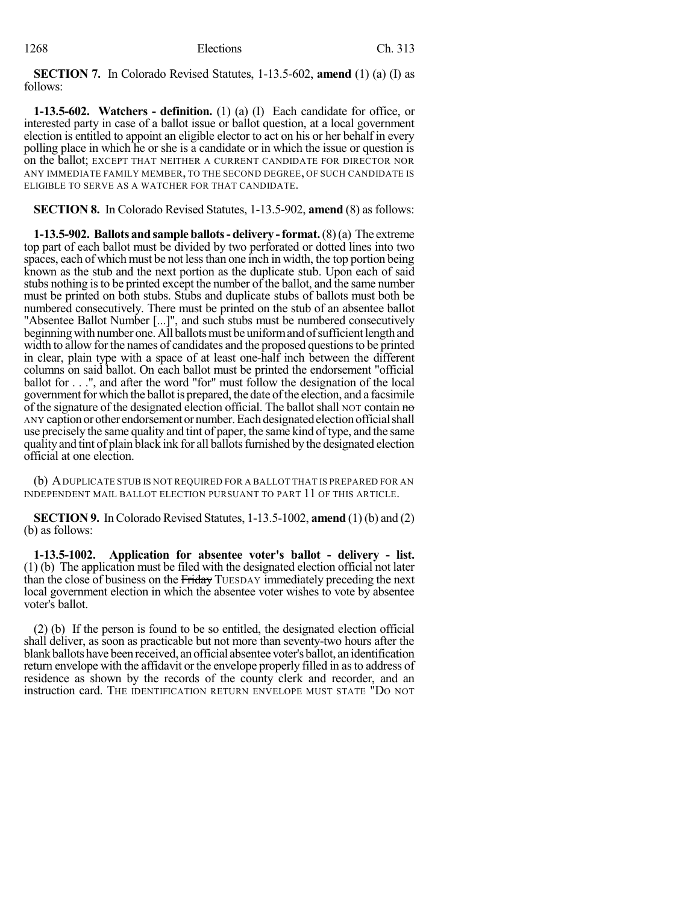**SECTION 7.** In Colorado Revised Statutes, 1-13.5-602, **amend** (1) (a) (I) as follows:

**1-13.5-602. Watchers - definition.** (1) (a) (I) Each candidate for office, or interested party in case of a ballot issue or ballot question, at a local government election is entitled to appoint an eligible elector to act on his or her behalf in every polling place in which he or she is a candidate or in which the issue or question is on the ballot; EXCEPT THAT NEITHER A CURRENT CANDIDATE FOR DIRECTOR NOR ANY IMMEDIATE FAMILY MEMBER, TO THE SECOND DEGREE, OF SUCH CANDIDATE IS ELIGIBLE TO SERVE AS A WATCHER FOR THAT CANDIDATE.

**SECTION 8.** In Colorado Revised Statutes, 1-13.5-902, **amend** (8) as follows:

**1-13.5-902. Ballots and sample ballots - delivery - format.** (8) (a) The extreme top part of each ballot must be divided by two perforated or dotted lines into two spaces, each of which must be not less than one inch in width, the top portion being known as the stub and the next portion as the duplicate stub. Upon each of said stubs nothing is to be printed except the number of the ballot, and the same number must be printed on both stubs. Stubs and duplicate stubs of ballots must both be numbered consecutively. There must be printed on the stub of an absentee ballot "Absentee Ballot Number [...]", and such stubs must be numbered consecutively beginning with number one. All ballots must be uniform and of sufficient length and width to allow for the names of candidates and the proposed questions to be printed in clear, plain type with a space of at least one-half inch between the different columns on said ballot. On each ballot must be printed the endorsement "official ballot for . . .", and after the word "for" must follow the designation of the local government for which the ballot is prepared, the date of the election, and a facsimile of the signature of the designated election official. The ballot shall NOT contain ~~no~~ ANY caption or other endorsement or number. Each designated election official shall use precisely the same quality and tint of paper, the same kind of type, and the same quality and tint of plain black ink for all ballots furnished by the designated election official at one election.

(b) A DUPLICATE STUB IS NOT REQUIRED FOR A BALLOT THAT IS PREPARED FOR AN INDEPENDENT MAIL BALLOT ELECTION PURSUANT TO PART 11 OF THIS ARTICLE.

**SECTION 9.** In Colorado Revised Statutes, 1-13.5-1002, **amend** (1) (b) and (2) (b) as follows:

**1-13.5-1002. Application for absentee voter's ballot - delivery - list.** (1) (b) The application must be filed with the designated election official not later than the close of business on the ~~Friday~~ TUESDAY immediately preceding the next local government election in which the absentee voter wishes to vote by absentee voter's ballot.

(2) (b) If the person is found to be so entitled, the designated election official shall deliver, as soon as practicable but not more than seventy-two hours after the blank ballots have been received, an official absentee voter's ballot, an identification return envelope with the affidavit or the envelope properly filled in as to address of residence as shown by the records of the county clerk and recorder, and an instruction card. THE IDENTIFICATION RETURN ENVELOPE MUST STATE "DO NOT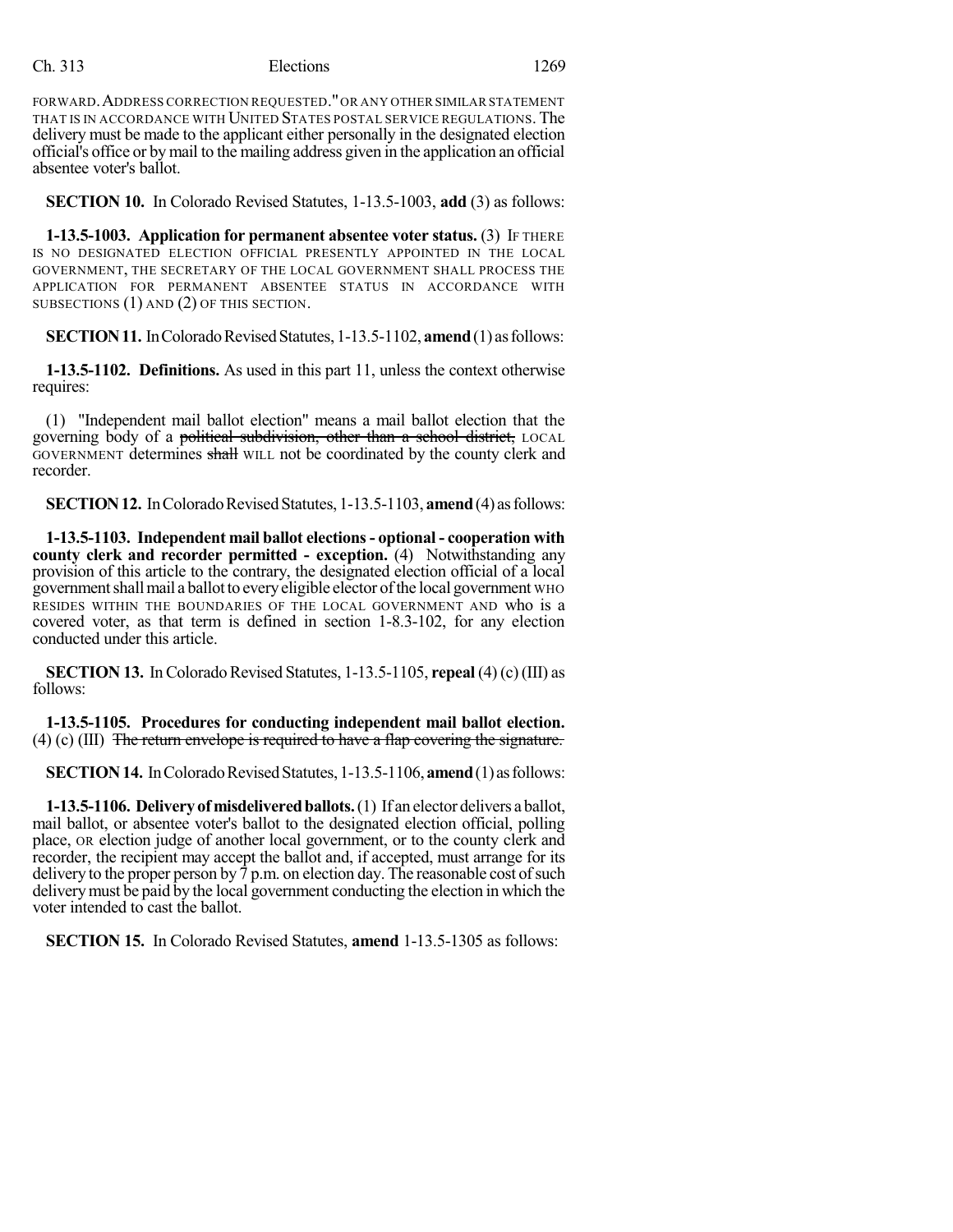FORWARD. ADDRESS CORRECTION REQUESTED." OR ANY OTHER SIMILAR STATEMENT THAT IS IN ACCORDANCE WITH UNITED STATES POSTAL SERVICE REGULATIONS. The delivery must be made to the applicant either personally in the designated election official's office or by mail to the mailing address given in the application an official absentee voter's ballot.

**SECTION 10.** In Colorado Revised Statutes, 1-13.5-1003, **add** (3) as follows:

**1-13.5-1003. Application for permanent absentee voter status.** (3) IF THERE IS NO DESIGNATED ELECTION OFFICIAL PRESENTLY APPOINTED IN THE LOCAL GOVERNMENT, THE SECRETARY OF THE LOCAL GOVERNMENT SHALL PROCESS THE APPLICATION FOR PERMANENT ABSENTEE STATUS IN ACCORDANCE WITH SUBSECTIONS (1) AND (2) OF THIS SECTION.

**SECTION 11.** In Colorado Revised Statutes, 1-13.5-1102, **amend** (1) as follows:

**1-13.5-1102. Definitions.** As used in this part 11, unless the context otherwise requires:

(1) "Independent mail ballot election" means a mail ballot election that the governing body of a ~~political subdivision, other than a school district,~~ LOCAL GOVERNMENT determines ~~shall~~ WILL not be coordinated by the county clerk and recorder.

**SECTION 12.** In Colorado Revised Statutes, 1-13.5-1103, **amend** (4) as follows:

**1-13.5-1103. Independent mail ballot elections - optional - cooperation with county clerk and recorder permitted - exception.** (4) Notwithstanding any provision of this article to the contrary, the designated election official of a local government shall mail a ballot to every eligible elector of the local government WHO RESIDES WITHIN THE BOUNDARIES OF THE LOCAL GOVERNMENT AND who is a covered voter, as that term is defined in section 1-8.3-102, for any election conducted under this article.

**SECTION 13.** In Colorado Revised Statutes, 1-13.5-1105, **repeal** (4) (c) (III) as follows:

**1-13.5-1105. Procedures for conducting independent mail ballot election.** (4) (c) (III) ~~The return envelope is required to have a flap covering the signature.~~

**SECTION 14.** In Colorado Revised Statutes, 1-13.5-1106, **amend** (1) as follows:

**1-13.5-1106. Delivery of misdelivered ballots.** (1) If an elector delivers a ballot, mail ballot, or absentee voter's ballot to the designated election official, polling place, OR election judge of another local government, or to the county clerk and recorder, the recipient may accept the ballot and, if accepted, must arrange for its delivery to the proper person by 7 p.m. on election day. The reasonable cost of such delivery must be paid by the local government conducting the election in which the voter intended to cast the ballot.

**SECTION 15.** In Colorado Revised Statutes, **amend** 1-13.5-1305 as follows: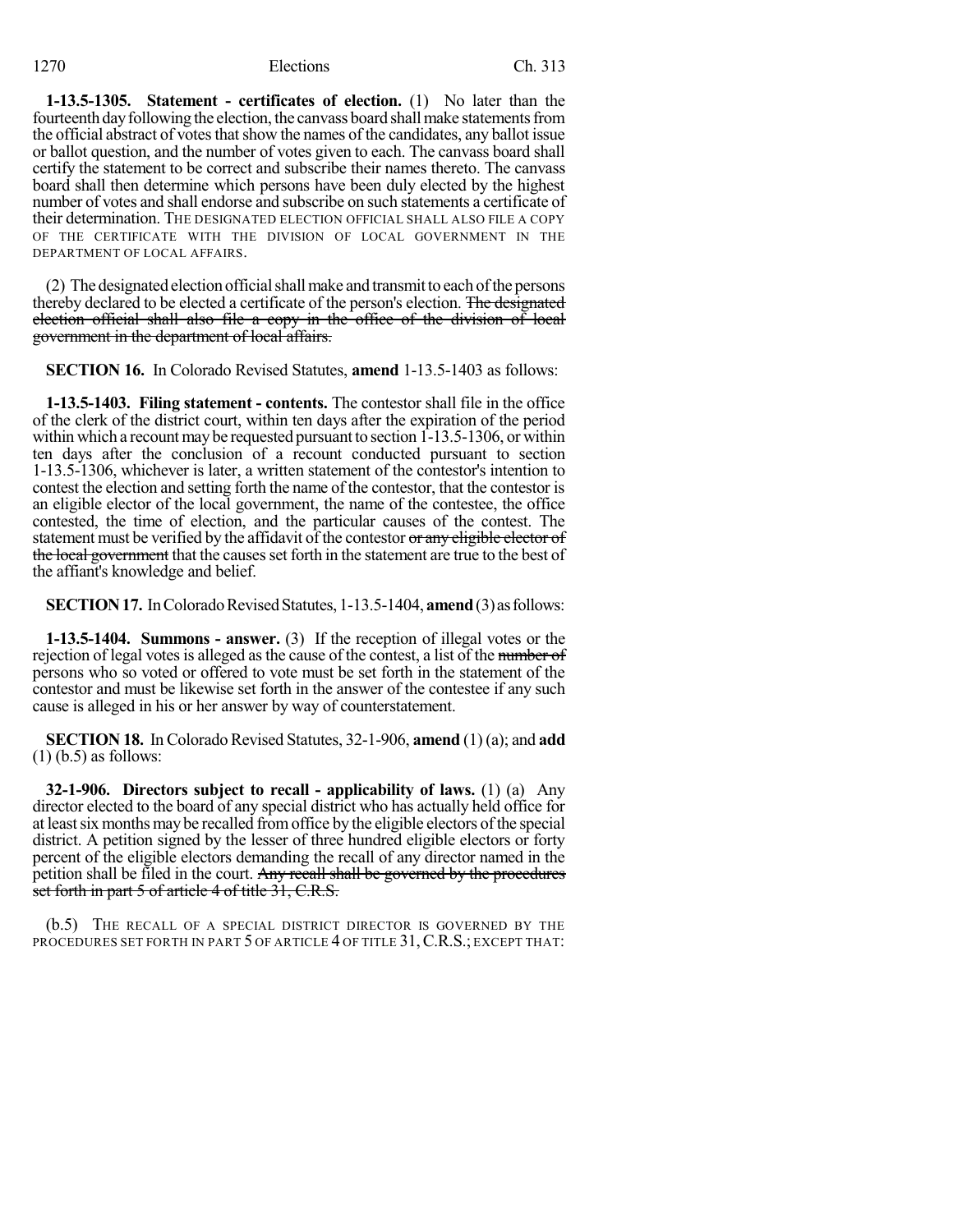**1-13.5-1305. Statement - certificates of election.** (1) No later than the fourteenth day following the election, the canvass board shall make statements from the official abstract of votes that show the names of the candidates, any ballot issue or ballot question, and the number of votes given to each. The canvass board shall certify the statement to be correct and subscribe their names thereto. The canvass board shall then determine which persons have been duly elected by the highest number of votes and shall endorse and subscribe on such statements a certificate of their determination. THE DESIGNATED ELECTION OFFICIAL SHALL ALSO FILE A COPY OF THE CERTIFICATE WITH THE DIVISION OF LOCAL GOVERNMENT IN THE DEPARTMENT OF LOCAL AFFAIRS.

(2) The designated election official shall make and transmit to each of the persons thereby declared to be elected a certificate of the person's election. ~~The designated election official shall also file a copy in the office of the division of local government in the department of local affairs.~~

**SECTION 16.** In Colorado Revised Statutes, **amend** 1-13.5-1403 as follows:

**1-13.5-1403. Filing statement - contents.** The contestor shall file in the office of the clerk of the district court, within ten days after the expiration of the period within which a recount may be requested pursuant to section 1-13.5-1306, or within ten days after the conclusion of a recount conducted pursuant to section 1-13.5-1306, whichever is later, a written statement of the contestor's intention to contest the election and setting forth the name of the contestor, that the contestor is an eligible elector of the local government, the name of the contestee, the office contested, the time of election, and the particular causes of the contest. The statement must be verified by the affidavit of the contestor ~~or any eligible elector of the local government~~ that the causes set forth in the statement are true to the best of the affiant's knowledge and belief.

**SECTION 17.** In Colorado Revised Statutes, 1-13.5-1404, **amend** (3) as follows:

**1-13.5-1404. Summons - answer.** (3) If the reception of illegal votes or the rejection of legal votes is alleged as the cause of the contest, a list of the ~~number of~~ persons who so voted or offered to vote must be set forth in the statement of the contestor and must be likewise set forth in the answer of the contestee if any such cause is alleged in his or her answer by way of counterstatement.

**SECTION 18.** In Colorado Revised Statutes, 32-1-906, **amend** (1) (a); and **add** (1) (b.5) as follows:

**32-1-906. Directors subject to recall - applicability of laws.** (1) (a) Any director elected to the board of any special district who has actually held office for at least six months may be recalled from office by the eligible electors of the special district. A petition signed by the lesser of three hundred eligible electors or forty percent of the eligible electors demanding the recall of any director named in the petition shall be filed in the court. ~~Any recall shall be governed by the procedures set forth in part 5 of article 4 of title 31, C.R.S.~~

(b.5) THE RECALL OF A SPECIAL DISTRICT DIRECTOR IS GOVERNED BY THE PROCEDURES SET FORTH IN PART 5 OF ARTICLE 4 OF TITLE 31, C.R.S.; EXCEPT THAT: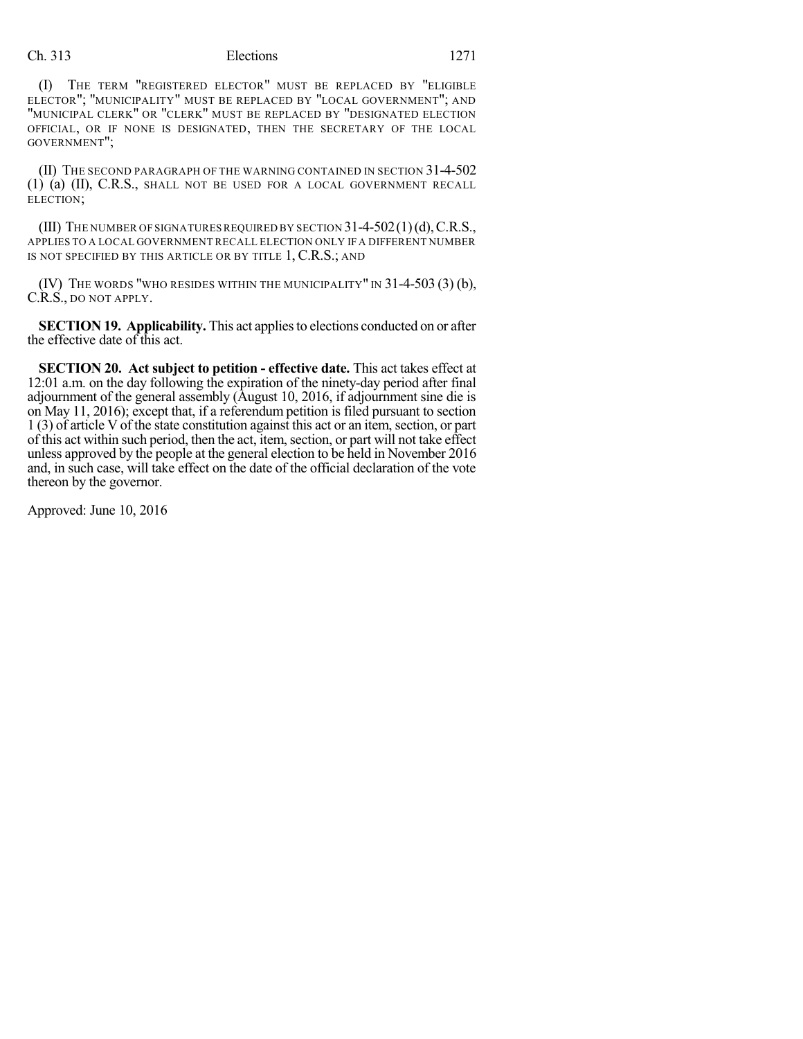(I) THE TERM "REGISTERED ELECTOR" MUST BE REPLACED BY "ELIGIBLE ELECTOR"; "MUNICIPALITY" MUST BE REPLACED BY "LOCAL GOVERNMENT"; AND "MUNICIPAL CLERK" OR "CLERK" MUST BE REPLACED BY "DESIGNATED ELECTION OFFICIAL, OR IF NONE IS DESIGNATED, THEN THE SECRETARY OF THE LOCAL GOVERNMENT";

(II) THE SECOND PARAGRAPH OF THE WARNING CONTAINED IN SECTION 31-4-502 (1) (a) (II), C.R.S., SHALL NOT BE USED FOR A LOCAL GOVERNMENT RECALL ELECTION;

(III) THE NUMBER OF SIGNATURES REQUIRED BY SECTION 31-4-502 (1) (d), C.R.S., APPLIES TO A LOCAL GOVERNMENT RECALL ELECTION ONLY IF A DIFFERENT NUMBER IS NOT SPECIFIED BY THIS ARTICLE OR BY TITLE 1, C.R.S.; AND

(IV) THE WORDS "WHO RESIDES WITHIN THE MUNICIPALITY" IN 31-4-503 (3) (b), C.R.S., DO NOT APPLY.

**SECTION 19. Applicability.** This act applies to elections conducted on or after the effective date of this act.

**SECTION 20. Act subject to petition - effective date.** This act takes effect at 12:01 a.m. on the day following the expiration of the ninety-day period after final adjournment of the general assembly (August 10, 2016, if adjournment sine die is on May 11, 2016); except that, if a referendum petition is filed pursuant to section 1 (3) of article V of the state constitution against this act or an item, section, or part of this act within such period, then the act, item, section, or part will not take effect unless approved by the people at the general election to be held in November 2016 and, in such case, will take effect on the date of the official declaration of the vote thereon by the governor.

Approved: June 10, 2016